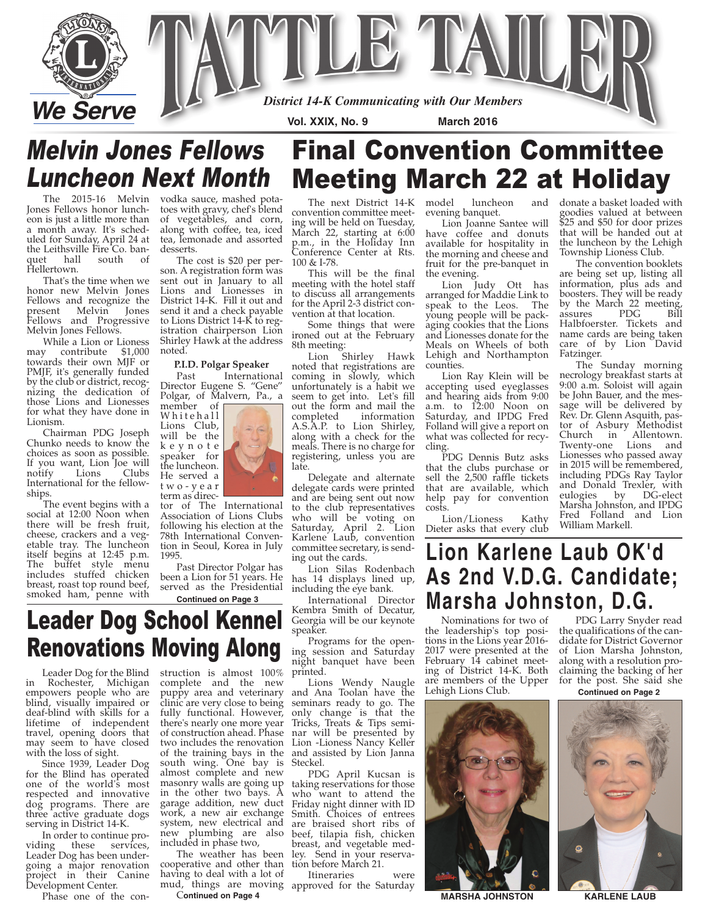# TATTLE TAILER

*District 14-K Communicating with Our Members*

**Vol. XXIX, No. 9 — March 2016**

## *Melvin Jones Fellows Luncheon Next Month*

The 2015-16 Melvin Jones Fellows honor luncheon is just a little more than a month away. It's scheduled for Sunday, April 24 at the Leithsville Fire Co. banquet hall south of Hellertown.

That's the time when we honor new Melvin Jones Fellows and recognize the present Melvin Jones Fellows and Progressive Melvin Jones Fellows.

While a Lion or Lioness may contribute $1,000 towards their own MJF or PMJF, it's generally funded by the club or district, recognizing the dedication of those Lions and Lionesses for what they have done in Lionism.

Chairman PDG Joseph Chunko needs to know the choices as soon as possible. If you want, Lion Joe will notify Lions Clubs International for the fellowships.

The event begins with a social at 12:00 Noon when there will be fresh fruit, cheese, crackers and a vegetable tray. The luncheon itself begins at 12:45 p.m. The buffet style menu includes stuffed chicken breast, roast top round beef, smoked ham, penne with vodka sauce, mashed potatoes with gravy, chef's blend of vegetables, and corn, along with coffee, tea, iced tea, lemonade and assorted desserts.

The cost is $20 per person. A registration form was sent out in January to all Lions and Lionesses in District 14-K. Fill it out and send it and a check payable to Lions District 14-K to registration chairperson Lion Shirley Hawk at the address noted.

### P.I.D. Polgar Speaker

Past International Director Eugene S. "Gene" Polgar, of Malvern, Pa., a member of Whitehall Lions Club, will be the keynote speaker for the luncheon. He served a two-year term as director of The International Association of Lions Clubs following his election at the 78th International Convention in Seoul, Korea in July 1995.

Past Director Polgar has been a Lion for 51 years. He served as the Presidential

**Continued on Page 3**

## Final Convention Committee Meeting March 22 at Holiday

The next District 14-K convention committee meeting will be held on Tuesday, March 22, starting at 6:00 p.m., in the Holiday Inn Conference Center at Rts. 100 & I-78.

This will be the final meeting with the hotel staff to discuss all arrangements for the April 2-3 district convention at that location.

Some things that were ironed out at the February 8th meeting:

Lion Shirley Hawk noted that registrations are coming in slowly, which unfortunately is a habit we seem to get into. Let's fill out the form and mail the completed information A.S.A.P. to Lion Shirley, along with a check for the meals. There is no charge for registering, unless you are late.

Delegate and alternate delegate cards were printed and are being sent out now to the club representatives who will be voting on Saturday, April 2. Lion Karlene Laub, convention committee secretary, is sending out the cards.

Lion Silas Rodenbach has 14 displays lined up, including the eye bank.

International Director Kembra Smith of Decatur, Georgia will be our keynote speaker.

Programs for the opening session and Saturday night banquet have been printed.

Lions Wendy Naugle and Ana Toolan have the seminars ready to go. The only change is that the Tricks, Treats & Tips seminar will be presented by Lion -Lioness Nancy Keller and assisted by Lion Janna Steckel.

PDG April Kucsan is taking reservations for those who want to attend the Friday night dinner with ID Smith. Choices of entrees are braised short ribs of beef, tilapia fish, chicken breast, and vegetable medley. Send in your reservation before March 21.

Itineraries were approved for the Saturday model luncheon and evening banquet.

Lion Joanne Santee will have coffee and donuts available for hospitality in the morning and cheese and fruit for the pre-banquet in the evening.

Lion Judy Ott has arranged for Maddie Link to speak to the Leos. The young people will be packaging cookies that the Lions and Lionesses donate for the Meals on Wheels of both Lehigh and Northampton counties.

Lion Ray Klein will be accepting used eyeglasses and hearing aids from 9:00 a.m. to 12:00 Noon on Saturday, and IPDG Fred Folland will give a report on what was collected for recycling.

PDG Dennis Butz asks that the clubs purchase or sell the 2,500 raffle tickets that are available, which help pay for convention costs.

Lion/Lioness Kathy Dieter asks that every club donate a basket loaded with goodies valued at between $25 and $50 for door prizes that will be handed out at the luncheon by the Lehigh Township Lioness Club.

The convention booklets are being set up, listing all information, plus ads and boosters. They will be ready by the March 22 meeting, assures PDG Bill Halbfoerster. Tickets and name cards are being taken care of by Lion David Fatzinger.

The Sunday morning necrology breakfast starts at 9:00 a.m. Soloist will again be John Bauer, and the message will be delivered by Rev. Dr. Glenn Asquith, pastor of Asbury Methodist Church in Allentown. Twenty-one Lions and Lionesses who passed away in 2015 will be remembered, including PDGs Ray Taylor and Donald Trexler, with eulogies by DG-elect Marsha Johnston, and IPDG Fred Folland and Lion William Markell.

## Leader Dog School Kennel Renovations Moving Along

Leader Dog for the Blind in Rochester, Michigan empowers people who are blind, visually impaired or deaf-blind with skills for a lifetime of independent travel, opening doors that may seem to have closed with the loss of sight.

Since 1939, Leader Dog for the Blind has operated one of the world's most respected and innovative dog programs. There are three active graduate dogs serving in District 14-K.

In order to continue providing these services, Leader Dog has been undergoing a major renovation project in their Canine Development Center.

Phase one of the construction is almost 100% complete and the new puppy area and veterinary clinic are very close to being fully functional. However, there's nearly one more year of construction ahead. Phase two includes the renovation of the training bays in the south wing. One bay is almost complete and new masonry walls are going up in the other two bays. A garage addition, new duct work, a new air exchange system, new electrical and new plumbing are also included in phase two,

The weather has been cooperative and other than having to deal with a lot of mud, things are moving

**Continued on Page 4**

## Lion Karlene Laub OK'd As 2nd V.D.G. Candidate; Marsha Johnston, D.G.

Nominations for two of the leadership's top positions in the Lions year 2016-2017 were presented at the February 14 cabinet meeting of District 14-K. Both are members of the Upper Lehigh Lions Club.

PDG Larry Snyder read the qualifications of the candidate for District Governor of Lion Marsha Johnston, along with a resolution proclaiming the backing of her for the post. She said she

**Continued on Page 2**

**MARSHA JOHNSTON** — **KARLENE LAUB**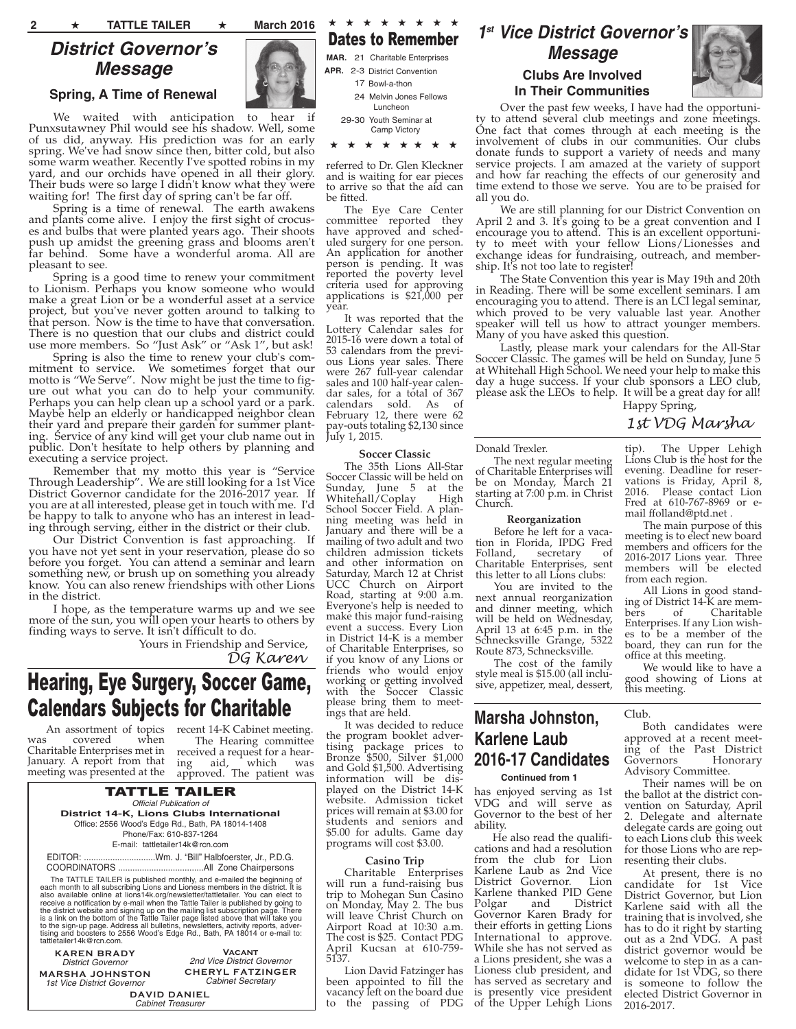## District Governor's Message

### Spring, A Time of Renewal

We waited with anticipation to hear if Punxsutawney Phil would see his shadow. Well, some of us did, anyway. His prediction was for an early spring. We've had snow since then, bitter cold, but also some warm weather. Recently I've spotted robins in my yard, and our orchids have opened in all their glory. Their buds were so large I didn't know what they were waiting for! The first day of spring can't be far off.

Spring is a time of renewal. The earth awakens and plants come alive. I enjoy the first sight of crocuses and bulbs that were planted years ago. Their shoots push up amidst the greening grass and blooms aren't far behind. Some have a wonderful aroma. All are pleasant to see.

Spring is a good time to renew your commitment to Lionism. Perhaps you know someone who would make a great Lion or be a wonderful asset at a service project, but you've never gotten around to talking to that person. Now is the time to have that conversation. There is no question that our clubs and district could use more members. So "Just Ask" or "Ask 1", but ask!

Spring is also the time to renew your club's commitment to service. We sometimes forget that our motto is "We Serve". Now might be just the time to figure out what you can do to help your community. Perhaps you can help clean up a school yard or a park. Maybe help an elderly or handicapped neighbor clean their yard and prepare their garden for summer planting. Service of any kind will get your club name out in public. Don't hesitate to help others by planning and executing a service project.

Remember that my motto this year is "Service Through Leadership". We are still looking for a 1st Vice District Governor candidate for the 2016-2017 year. If you are at all interested, please get in touch with me. I'd be happy to talk to anyone who has an interest in leading through serving, either in the district or their club.

Our District Convention is fast approaching. If you have not yet sent in your reservation, please do so before you forget. You can attend a seminar and learn something new, or brush up on something you already know. You can also renew friendships with other Lions in the district.

I hope, as the temperature warms up and we see more of the sun, you will open your hearts to others by finding ways to serve. It isn't difficult to do.

Yours in Friendship and Service,

*DG Karen*

## Dates to Remember

**MAR.** 21 Charitable Enterprises

**APR.** 2-3 District Convention

17 Bowl-a-thon

24 Melvin Jones Fellows Luncheon

29-30 Youth Seminar at Camp Victory

## Hearing, Eye Surgery, Soccer Game, Calendars Subjects for Charitable

An assortment of topics was covered when Charitable Enterprises met in January. A report from that meeting was presented at the recent 14-K Cabinet meeting.

The Hearing committee received a request for a hearing aid, which was approved. The patient was referred to Dr. Glen Kleckner and is waiting for ear pieces to arrive so that the aid can be fitted.

The Eye Care Center committee reported they have approved and scheduled surgery for one person. An application for another person is pending. It was reported the poverty level criteria used for approving applications is $21,000 per year.

It was reported that the Lottery Calendar sales for 2015-16 were down a total of 53 calendars from the previous Lions year sales. There were 267 full-year calendar sales and 100 half-year calendar sales, for a total of 367 calendars sold. As of February 12, there were 62 pay-outs totaling $2,130 since July 1, 2015.

### Soccer Classic

The 35th Lions All-Star Soccer Classic will be held on Sunday, June 5 at the Whitehall/Coplay High School Soccer Field. A planning meeting was held in January and there will be a mailing of two adult and two children admission tickets and other information on Saturday, March 12 at Christ UCC Church on Airport Road, starting at 9:00 a.m. Everyone's help is needed to make this major fund-raising event a success. Every Lion in District 14-K is a member of Charitable Enterprises, so if you know of any Lions or friends who would enjoy working or getting involved with the Soccer Classic please bring them to meetings that are held.

It was decided to reduce the program booklet advertising package prices to Bronze $500, Silver $1,000 and Gold $1,500. Advertising information will be displayed on the District 14-K website. Admission ticket prices will remain at $3.00 for students and seniors and $5.00 for adults. Game day programs will cost $3.00.

### Casino Trip

Charitable Enterprises will run a fund-raising bus trip to Mohegan Sun Casino on Monday, May 2. The bus will leave Christ Church on Airport Road at 10:30 a.m. The cost is $25. Contact PDG April Kucsan at 610-759-5137.

Lion David Fatzinger has been appointed to fill the vacancy left on the board due to the passing of PDG Donald Trexler.

The next regular meeting of Charitable Enterprises will be on Monday, March 21 starting at 7:00 p.m. in Christ Church.

### Reorganization

Before he left for a vacation in Florida, IPDG Fred Folland, secretary of Charitable Enterprises, sent this letter to all Lions clubs:

You are invited to the next annual reorganization and dinner meeting, which will be held on Wednesday, April 13 at 6:45 p.m. in the Schnecksville Grange, 5322 Route 873, Schnecksville.

The cost of the family style meal is $15.00 (all inclusive, appetizer, meal, dessert, tip). The Upper Lehigh Lions Club is the host for the evening. Deadline for reservations is Friday, April 8, 2016. Please contact Lion Fred at 610-767-8969 or e-mail ffolland@ptd.net .

The main purpose of this meeting is to elect new board members and officers for the 2016-2017 Lions year. Three members will be elected from each region.

All Lions in good standing of District 14-K are members of Charitable Enterprises. If any Lion wishes to be a member of the board, they can run for the office at this meeting.

We would like to have a good showing of Lions at this meeting.

## TATTLE TAILER

*Official Publication of*

**District 14-K, Lions Clubs International**

Office: 2556 Wood's Edge Rd., Bath, PA 18014-1408

Phone/Fax: 610-837-1264

E-mail: tattletailer14k@rcn.com

EDITOR: .............................Wm. J. "Bill" Halbfoerster, Jr., P.D.G.

COORDINATORS ...................................All Zone Chairpersons

The TATTLE TAILER is published monthly, and e-mailed the beginning of each month to all subscribing Lions and Lioness members in the district. It is also available online at lions14k.org/newsletter/tattletailer. You can elect to receive a notification by e-mail when the Tattle Tailer is published by going to the district website and signing up on the mailing list subscription page. There is a link on the bottom of the Tattle Tailer page listed above that will take you to the sign-up page. Address all bulletins, newsletters, activity reports, advertising and boosters to 2556 Wood's Edge Rd., Bath, PA 18014 or e-mail to: tattletailer14k@rcn.com.

**KAREN BRADY** — *District Governor*

**VACANT** — *2nd Vice District Governor*

**MARSHA JOHNSTON** — *1st Vice District Governor*

**CHERYL FATZINGER** — *Cabinet Secretary*

**DAVID DANIEL** — *Cabinet Treasurer*

## 1st Vice District Governor's Message

### Clubs Are Involved In Their Communities

Over the past few weeks, I have had the opportunity to attend several club meetings and zone meetings. One fact that comes through at each meeting is the involvement of clubs in our communities. Our clubs donate funds to support a variety of needs and many service projects. I am amazed at the variety of support and how far reaching the effects of our generosity and time extend to those we serve. You are to be praised for all you do.

We are still planning for our District Convention on April 2 and 3. It's going to be a great convention and I encourage you to attend. This is an excellent opportunity to meet with your fellow Lions/Lionesses and exchange ideas for fundraising, outreach, and membership. It's not too late to register!

The State Convention this year is May 19th and 20th in Reading. There will be some excellent seminars. I am encouraging you to attend. There is an LCI legal seminar, which proved to be very valuable last year. Another speaker will tell us how to attract younger members. Many of you have asked this question.

Lastly, please mark your calendars for the All-Star Soccer Classic. The games will be held on Sunday, June 5 at Whitehall High School. We need your help to make this day a huge success. If your club sponsors a LEO club, please ask the LEOs to help. It will be a great day for all!

Happy Spring,

*1st VDG Marsha*

## Marsha Johnston, Karlene Laub 2016-17 Candidates

**Continued from 1**

has enjoyed serving as 1st VDG and will serve as Governor to the best of her ability.

He also read the qualifications and had a resolution from the club for Lion Karlene Laub as 2nd Vice District Governor. Lion Karlene thanked PID Gene Polgar and District Governor Karen Brady for their efforts in getting Lions International to approve. While she has not served as a Lions president, she was a Lioness club president, and has served as secretary and is presently vice president of the Upper Lehigh Lions Club.

Both candidates were approved at a recent meeting of the Past District Governors Honorary Advisory Committee.

Their names will be on the ballot at the district convention on Saturday, April 2. Delegate and alternate delegate cards are going out to each Lions club this week for those Lions who are representing their clubs.

At present, there is no candidate for 1st Vice District Governor, but Lion Karlene said with all the training that is involved, she has to do it right by starting out as a 2nd VDG. A past district governor would be welcome to step in as a candidate for 1st VDG, so there is someone to follow the elected District Governor in 2016-2017.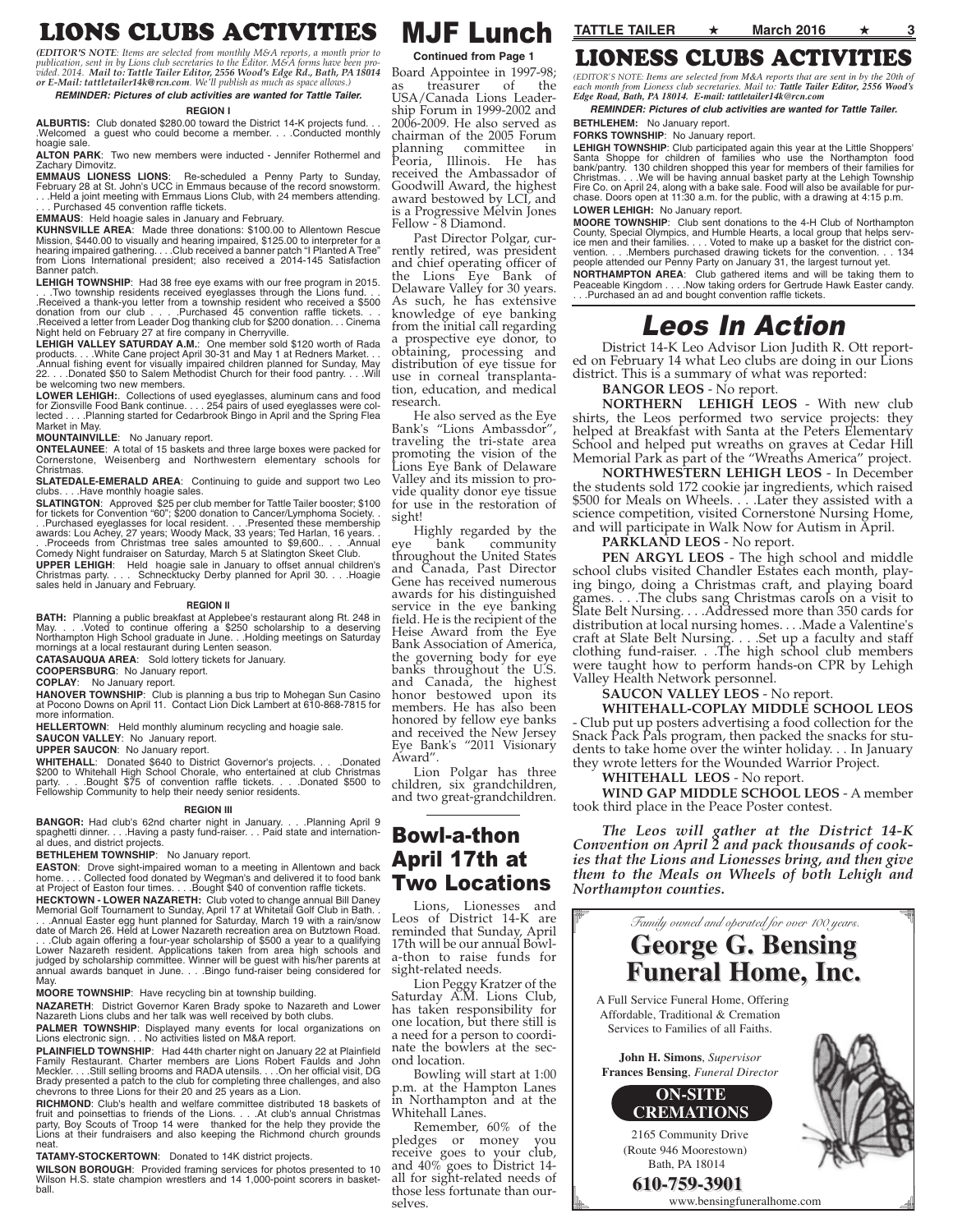# LIONS CLUBS ACTIVITIES

*(EDITOR'S NOTE: Items are selected from monthly M&A reports, a month prior to publication, sent in by Lions club secretaries to the Editor. M&A forms have been provided. 2014. Mail to: Tattle Tailer Editor, 2556 Wood's Edge Rd., Bath, PA 18014 or E-Mail: tattletailer14k@rcn.com. We'll publish as much as space allows.)*

***REMINDER: Pictures of club activities are wanted for Tattle Tailer.***

### REGION I

**ALBURTIS:** Club donated $280.00 toward the District 14-K projects fund. . . .Welcomed a guest who could become a member. . . .Conducted monthly hoagie sale.

**ALTON PARK**: Two new members were inducted - Jennifer Rothermel and Zachary Dimovitz.

**EMMAUS LIONESS LIONS**: Re-scheduled a Penny Party to Sunday, February 28 at St. John's UCC in Emmaus because of the record snowstorm. . . .Held a joint meeting with Emmaus Lions Club, with 24 members attending. . . . Purchased 45 convention raffle tickets.

**EMMAUS**: Held hoagie sales in January and February.

**KUHNSVILLE AREA**: Made three donations: $100.00 to Allentown Rescue Mission, $440.00 to visually and hearing impaired, $125.00 to interpreter for a hearing impaired gathering. . . .Club received a banner patch "I Planted A Tree" from Lions International president; also received a 2014-145 Satisfaction Banner patch.

**LEHIGH TOWNSHIP**: Had 38 free eye exams with our free program in 2015. . . .Two township residents received eyeglasses through the Lions fund. . . .Received a thank-you letter from a township resident who received a $500 donation from our club . . . .Purchased 45 convention raffle tickets. . . .Received a letter from Leader Dog thanking club for $200 donation. . . Cinema Night held on February 27 at fire company in Cherryville.

**LEHIGH VALLEY SATURDAY A.M.**: One member sold $120 worth of Rada products. . . .White Cane project April 30-31 and May 1 at Redners Market. . . .Annual fishing event for visually impaired children planned for Sunday, May 22. . . .Donated $50 to Salem Methodist Church for their food pantry. . . .Will be welcoming two new members.

**LOWER LEHIGH:**. Collections of used eyeglasses, aluminum cans and food for Zionsville Food Bank continue. . . . 254 pairs of used eyeglasses were collected . . . .Planning started for Cedarbrook Bingo in April and the Spring Flea Market in May.

**MOUNTAINVILLE**: No January report.

**ONTELAUNEE**: A total of 15 baskets and three large boxes were packed for Cornerstone, Weisenberg and Northwestern elementary schools for Christmas.

**SLATEDALE-EMERALD AREA**: Continuing to guide and support two Leo clubs. . . .Have monthly hoagie sales.

**SLATINGTON**: Approved $25 per club member for Tattle Tailer booster; $100 for tickets for Convention "60"; $200 donation to Cancer/Lymphoma Society. . . .Purchased eyeglasses for local resident. . . .Presented these membership awards: Lou Achey, 27 years; Woody Mack, 33 years; Ted Harlan, 16 years. . . .Proceeds from Christmas tree sales amounted to $9,600.. . . .Annual Comedy Night fundraiser on Saturday, March 5 at Slatington Skeet Club.

**UPPER LEHIGH**: Held hoagie sale in January to offset annual children's Christmas party. . . . Schnecktucky Derby planned for April 30. . . .Hoagie sales held in January and February.

### REGION II

**BATH:** Planning a public breakfast at Applebee's restaurant along Rt. 248 in May. . . .Voted to continue offering a $250 scholarship to a deserving Northampton High School graduate in June. . .Holding meetings on Saturday mornings at a local restaurant during Lenten season.

**CATASAUQUA AREA**: Sold lottery tickets for January.

**COOPERSBURG**: No January report.

**COPLAY**: No January report.

**HANOVER TOWNSHIP**: Club is planning a bus trip to Mohegan Sun Casino at Pocono Downs on April 11. Contact Lion Dick Lambert at 610-868-7815 for more information.

**HELLERTOWN**: Held monthly aluminum recycling and hoagie sale.

**SAUCON VALLEY**: No January report.

**UPPER SAUCON**: No January report.

**WHITEHALL**: Donated $640 to District Governor's projects. . . .Donated $200 to Whitehall High School Chorale, who entertained at club Christmas party. . . .Bought $75 of convention raffle tickets. . . .Donated $500 to Fellowship Community to help their needy senior residents.

### REGION III

**BANGOR:** Had club's 62nd charter night in January. . . .Planning April 9 spaghetti dinner. . . .Having a pasty fund-raiser. . . Paid state and international dues, and district projects.

**BETHLEHEM TOWNSHIP**: No January report.

**EASTON**: Drove sight-impaired woman to a meeting in Allentown and back home. . . . Collected food donated by Wegman's and delivered it to food bank at Project of Easton four times. . . .Bought $40 of convention raffle tickets.

**HECKTOWN - LOWER NAZARETH:** Club voted to change annual Bill Daney Memorial Golf Tournament to Sunday, April 17 at Whitetail Golf Club in Bath. . . . .Annual Easter egg hunt planned for Saturday, March 19 with a rain/snow date of March 26. Held at Lower Nazareth recreation area on Butztown Road. . . .Club again offering a four-year scholarship of $500 a year to a qualifying Lower Nazareth resident. Applications taken from area high schools and judged by scholarship committee. Winner will be guest with his/her parents at annual awards banquet in June. . . .Bingo fund-raiser being considered for May.

**MOORE TOWNSHIP**: Have recycling bin at township building.

**NAZARETH**: District Governor Karen Brady spoke to Nazareth and Lower Nazareth Lions clubs and her talk was well received by both clubs.

**PALMER TOWNSHIP**: Displayed many events for local organizations on Lions electronic sign. . . No activities listed on M&A report.

**PLAINFIELD TOWNSHIP**: Had 44th charter night on January 22 at Plainfield Family Restaurant. Charter members are Lions Robert Faulds and John Meckler. . . .Still selling brooms and RADA utensils. . . .On her official visit, DG Brady presented a patch to the club for completing three challenges, and also chevrons to three Lions for their 20 and 25 years as a Lion.

**RICHMOND**: Club's health and welfare committee distributed 18 baskets of fruit and poinsettias to friends of the Lions. . . .At club's annual Christmas party, Boy Scouts of Troop 14 were thanked for the help they provide the Lions at their fundraisers and also keeping the Richmond church grounds neat.

**TATAMY-STOCKERTOWN**: Donated to 14K district projects.

**WILSON BOROUGH**: Provided framing services for photos presented to 10 Wilson H.S. state champion wrestlers and 14 1,000-point scorers in basketball.

# MJF Lunch

**Continued from Page 1**

Board Appointee in 1997-98; as treasurer of the USA/Canada Lions Leadership Forum in 1999-2002 and 2006-2009. He also served as chairman of the 2005 Forum planning committee in Peoria, Illinois. He has received the Ambassador of Goodwill Award, the highest award bestowed by LCI, and is a Progressive Melvin Jones Fellow - 8 Diamond.

Past Director Polgar, currently retired, was president and chief operating officer of the Lions Eye Bank of Delaware Valley for 30 years. As such, he has extensive knowledge of eye banking from the initial call regarding a prospective eye donor, to obtaining, processing and distribution of eye tissue for use in corneal transplantation, education, and medical research.

He also served as the Eye Bank's "Lions Ambassdor", traveling the tri-state area promoting the vision of the Lions Eye Bank of Delaware Valley and its mission to provide quality donor eye tissue for use in the restoration of sight!

Highly regarded by the eye bank community throughout the United States and Canada, Past Director Gene has received numerous awards for his distinguished service in the eye banking field. He is the recipient of the Heise Award from the Eye Bank Association of America, the governing body for eye banks throughout the U.S. and Canada, the highest honor bestowed upon its members. He has also been honored by fellow eye banks and received the New Jersey Eye Bank's "2011 Visionary Award".

Lion Polgar has three children, six grandchildren, and two great-grandchildren.

# Bowl-a-thon April 17th at Two Locations

Lions, Lionesses and Leos of District 14-K are reminded that Sunday, April 17th will be our annual Bowl-a-thon to raise funds for sight-related needs.

Lion Peggy Kratzer of the Saturday A.M. Lions Club, has taken responsibility for one location, but there still is a need for a person to coordinate the bowlers at the second location.

Bowling will start at 1:00 p.m. at the Hampton Lanes in Northampton and at the Whitehall Lanes.

Remember, 60% of the pledges or money you receive goes to your club, and 40% goes to District 14-all for sight-related needs of those less fortunate than ourselves.

# LIONESS CLUBS ACTIVITIES

*(EDITOR'S NOTE: Items are selected from M&A reports that are sent in by the 20th of each month from Lioness club secretaries. Mail to: **Tattle Tailer Editor, 2556 Wood's Edge Road, Bath, PA 18014. E-mail: tattletailer14k@rcn.com***

***REMINDER: Pictures of club activities are wanted for Tattle Tailer.***

**BETHLEHEM:** No January report.

**FORKS TOWNSHIP**: No January report.

**LEHIGH TOWNSHIP**: Club participated again this year at the Little Shoppers' Santa Shoppe for children of families who use the Northampton food bank/pantry. 130 children shopped this year for members of their families for Christmas. . . .We will be having annual basket party at the Lehigh Township Fire Co. on April 24, along with a bake sale. Food will also be available for purchase. Doors open at 11:30 a.m. for the public, with a drawing at 4:15 p.m.

**LOWER LEHIGH:** No January report.

**MOORE TOWNSHIP**: Club sent donations to the 4-H Club of Northampton County, Special Olympics, and Humble Hearts, a local group that helps service men and their families. . . . Voted to make up a basket for the district convention. . . .Members purchased drawing tickets for the convention. . . 134 people attended our Penny Party on January 31, the largest turnout yet.

**NORTHAMPTON AREA**: Club gathered items and will be taking them to Peaceable Kingdom . . . .Now taking orders for Gertrude Hawk Easter candy. . . .Purchased an ad and bought convention raffle tickets.

# *Leos In Action*

District 14-K Leo Advisor Lion Judith R. Ott reported on February 14 what Leo clubs are doing in our Lions district. This is a summary of what was reported:

**BANGOR LEOS** - No report.

**NORTHERN LEHIGH LEOS** - With new club shirts, the Leos performed two service projects: they helped at Breakfast with Santa at the Peters Elementary School and helped put wreaths on graves at Cedar Hill Memorial Park as part of the "Wreaths America" project.

**NORTHWESTERN LEHIGH LEOS** - In December the students sold 172 cookie jar ingredients, which raised $500 for Meals on Wheels. . . .Later they assisted with a science competition, visited Cornerstone Nursing Home, and will participate in Walk Now for Autism in April.

**PARKLAND LEOS** - No report.

**PEN ARGYL LEOS** - The high school and middle school clubs visited Chandler Estates each month, playing bingo, doing a Christmas craft, and playing board games. . . .The clubs sang Christmas carols on a visit to Slate Belt Nursing. . . .Addressed more than 350 cards for distribution at local nursing homes. . . .Made a Valentine's craft at Slate Belt Nursing. . . .Set up a faculty and staff clothing fund-raiser. . .The high school club members were taught how to perform hands-on CPR by Lehigh Valley Health Network personnel.

**SAUCON VALLEY LEOS** - No report.

**WHITEHALL-COPLAY MIDDLE SCHOOL LEOS** - Club put up posters advertising a food collection for the Snack Pack Pals program, then packed the snacks for students to take home over the winter holiday. . . In January they wrote letters for the Wounded Warrior Project.

**WHITEHALL LEOS** - No report.

**WIND GAP MIDDLE SCHOOL LEOS** - A member took third place in the Peace Poster contest.

***The Leos will gather at the District 14-K Convention on April 2 and pack thousands of cookies that the Lions and Lionesses bring, and then give them to the Meals on Wheels of both Lehigh and Northampton counties.***

*Family owned and operated for over 100 years.*

**George G. Bensing Funeral Home, Inc.**

A Full Service Funeral Home, Offering Affordable, Traditional & Cremation Services to Families of all Faiths.

**John H. Simons**, *Supervisor*
**Frances Bensing**, *Funeral Director*

**ON-SITE CREMATIONS**

2165 Community Drive
(Route 946 Moorestown)
Bath, PA 18014

**610-759-3901**

www.bensingfuneralhome.com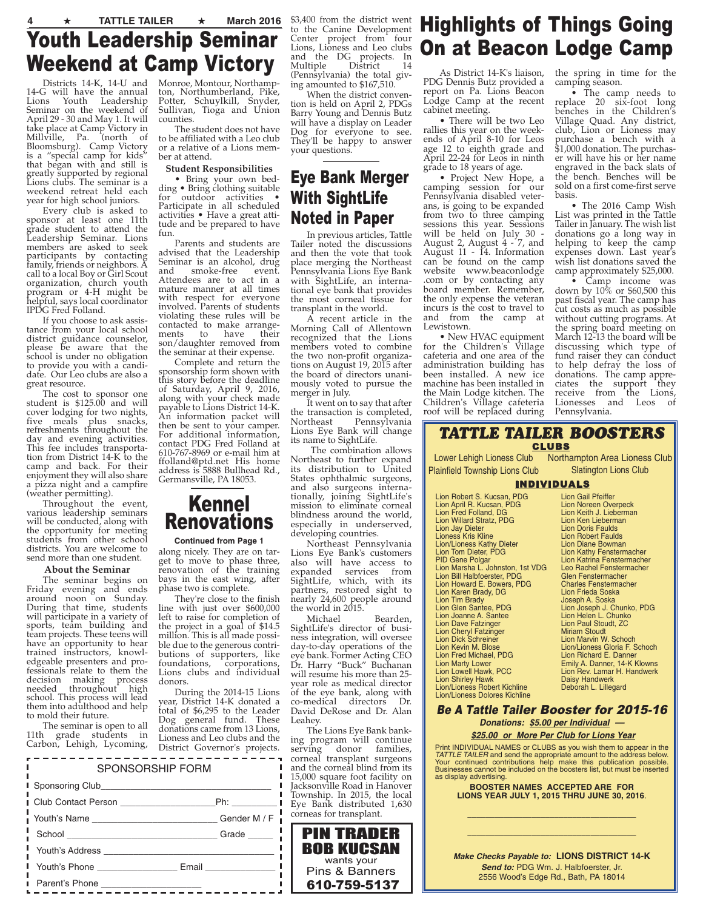# Youth Leadership Seminar Weekend at Camp Victory

Districts 14-K, 14-U and 14-G will have the annual Lions Youth Leadership Seminar on the weekend of April 29 - 30 and May 1. It will take place at Camp Victory in Millville, Pa. (north of Bloomsburg). Camp Victory is a "special camp for kids" that began with and still is greatly supported by regional Lions clubs. The seminar is a weekend retreat held each year for high school juniors.

Every club is asked to sponsor at least one 11th grade student to attend the Leadership Seminar. Lions members are asked to seek participants by contacting family, friends or neighbors. A call to a local Boy or Girl Scout organization, church youth program or 4-H might be helpful, says local coordinator IPDG Fred Folland.

If you choose to ask assistance from your local school district guidance counselor, please be aware that the school is under no obligation to provide you with a candidate. Our Leo clubs are also a great resource.

The cost to sponsor one student is $125.00 and will cover lodging for two nights, five meals plus snacks, refreshments throughout the day and evening activities. This fee includes transportation from District 14-K to the camp and back. For their enjoyment they will also share a pizza night and a campfire (weather permitting).

Throughout the event, various leadership seminars will be conducted, along with the opportunity for meeting students from other school districts. You are welcome to send more than one student.

### About the Seminar

The seminar begins on Friday evening and ends around noon on Sunday. During that time, students will participate in a variety of sports, team building and team projects. These teens will have an opportunity to hear trained instructors, knowledgeable presenters and professionals relate to them the decision making process needed throughout high school. This process will lead them into adulthood and help them to mold their future.

The seminar is open to all 11th grade students in Carbon, Lehigh, Lycoming, Monroe, Montour, Northampton, Northumberland, Pike, Potter, Schuylkill, Snyder, Sullivan, Tioga and Union counties.

The student does not have to be affiliated with a Leo club or a relative of a Lions member at attend.

### Student Responsibilities

• Bring your own bedding • Bring clothing suitable for outdoor activities • Participate in all scheduled activities • Have a great attitude and be prepared to have fun.

Parents and students are advised that the Leadership Seminar is an alcohol, drug and smoke-free event. Attendees are to act in a mature manner at all times with respect for everyone involved. Parents of students violating these rules will be contacted to make arrangements to have their son/daughter removed from the seminar at their expense.

Complete and return the sponsorship form shown with this story before the deadline of Saturday, April 9, 2016, along with your check made payable to Lions District 14-K. An information packet will then be sent to your camper. For additional information, contact PDG Fred Folland at 610-767-8969 or e-mail him at ffolland@ptd.net His home address is 5888 Bullhead Rd., Germansville, PA 18053.

### SPONSORSHIP FORM

Sponsoring Club\_\_\_\_\_\_\_\_\_\_\_\_\_\_\_\_\_\_\_\_

Club Contact Person \_\_\_\_\_\_\_\_\_\_\_\_\_\_\_ Ph: \_\_\_\_\_\_\_\_

Youth's Name \_\_\_\_\_\_\_\_\_\_\_\_\_\_\_\_\_\_\_\_ Gender M / F

School \_\_\_\_\_\_\_\_\_\_\_\_\_\_\_\_\_\_\_\_ Grade \_\_\_\_\_

Youth's Address \_\_\_\_\_\_\_\_\_\_\_\_\_\_\_\_\_\_\_\_

Youth's Phone \_\_\_\_\_\_\_\_\_\_\_\_ Email \_\_\_\_\_\_\_\_\_\_\_\_

Parent's Phone \_\_\_\_\_\_\_\_\_\_\_\_\_\_\_\_

# Kennel Renovations

**Continued from Page 1**

along nicely. They are on target to move to phase three, renovation of the training bays in the east wing, after phase two is complete.

They're close to the finish line with just over $600,000 left to raise for completion of the project in a goal of $14.5 million. This is all made possible due to the generous contributions of supporters, like foundations, corporations, Lions clubs and individual donors.

During the 2014-15 Lions year, District 14-K donated a total of $6,295 to the Leader Dog general fund. These donations came from 13 Lions, Lioness and Leo clubs and the District Governor's projects. $3,400 from the district went to the Canine Development Center project from four Lions, Lioness and Leo clubs and the DG projects. In Multiple District 14 (Pennsylvania) the total giving amounted to $167,510.

When the district convention is held on April 2, PDGs Barry Young and Dennis Butz will have a display on Leader Dog for everyone to see. They'll be happy to answer your questions.

# Eye Bank Merger With SightLife Noted in Paper

In previous articles, Tattle Tailer noted the discussions and then the vote that took place merging the Northeast Pennsylvania Lions Eye Bank with SightLife, an international eye bank that provides the most corneal tissue for transplant in the world.

A recent article in the Morning Call of Allentown recognized that the Lions members voted to combine the two non-profit organizations on August 19, 2015 after the board of directors unanimously voted to pursue the merger in July.

It went on to say that after the transaction is completed, Northeast Pennsylvania Lions Eye Bank will change its name to SightLife.

The combination allows Northeast to further expand its distribution to United States ophthalmic surgeons, and also surgeons internationally, joining SightLife's mission to eliminate corneal blindness around the world, especially in underserved, developing countries.

Northeast Pennsylvania Lions Eye Bank's customers also will have access to expanded services from SightLife, which, with its partners, restored sight to nearly 24,600 people around the world in 2015.

Michael Bearden, SightLife's director of business integration, will oversee day-to-day operations of the eye bank. Former Acting CEO Dr. Harry "Buck" Buchanan will resume his more than 25-year role as medical director of the eye bank, along with co-medical directors Dr. David DeRose and Dr. Alan Leahey.

The Lions Eye Bank banking program will continue serving donor families, corneal transplant surgeons and the corneal blind from its 15,000 square foot facility on Jacksonville Road in Hanover Township. In 2015, the local Eye Bank distributed 1,630 corneas for transplant.

**PIN TRADER BOB KUCSAN** wants your Pins & Banners **610-759-5137**

# Highlights of Things Going On at Beacon Lodge Camp

As District 14-K's liaison, PDG Dennis Butz provided a report on Pa. Lions Beacon Lodge Camp at the recent cabinet meeting.

• There will be two Leo rallies this year on the weekends of April 8-10 for Leos age 12 to eighth grade and April 22-24 for Leos in ninth grade to 18 years of age.

• Project New Hope, a camping session for our Pennsylvania disabled veterans, is going to be expanded from two to three camping sessions this year. Sessions will be held on July 30 - August 2, August 4 - 7, and August 11 - 14. Information can be found on the camp website www.beaconlodge .com or by contacting any board member. Remember, the only expense the veteran incurs is the cost to travel to and from the camp at Lewistown.

• New HVAC equipment for the Children's Village cafeteria and one area of the administration building has been installed. A new ice machine has been installed in the Main Lodge kitchen. The Children's Village cafeteria roof will be replaced during the spring in time for the camping season.

• The camp needs to replace 20 six-foot long benches in the Children's Village Quad. Any district, club, Lion or Lioness may purchase a bench with a $1,000 donation. The purchaser will have his or her name engraved in the back slats of the bench. Benches will be sold on a first come-first serve basis.

• The 2016 Camp Wish List was printed in the Tattle Tailer in January. The wish list donations go a long way in helping to keep the camp expenses down. Last year's wish list donations saved the camp approximately $25,000.

• Camp income was down by 10% or $60,500 this past fiscal year. The camp has cut costs as much as possible without cutting programs. At the spring board meeting on March 12-13 the board will be discussing which type of fund raiser they can conduct to help defray the loss of donations. The camp appreciates the support they receive from the Lions, Lionesses and Leos of Pennsylvania.

## TATTLE TAILER BOOSTERS

### CLUBS

Lower Lehigh Lioness Club
Northampton Area Lioness Club
Plainfield Township Lions Club
Slatington Lions Club

### INDIVIDUALS

Lion Robert S. Kucsan, PDG
Lion April R. Kucsan, PDG
Lion Fred Folland, DG
Lion Willard Stratz, PDG
Lion Jay Dieter
Lioness Kris Kline
Lion/Lioness Kathy Dieter
Lion Tom Dieter, PDG
PID Gene Polgar
Lion Marsha L. Johnston, 1st VDG
Lion Bill Halbfoerster, PDG
Lion Howard E. Bowers, PDG
Lion Karen Brady, DG
Lion Tim Brady
Lion Glen Santee, PDG
Lion Joanne A. Santee
Lion Dave Fatzinger
Lion Cheryl Fatzinger
Lion Dick Schreiner
Lion Kevin M. Blose
Lion Fred Michael, PDG
Lion Marty Lower
Lion Lowell Hawk, PCC
Lion Shirley Hawk
Lion/Lioness Robert Kichline
Lion/Lioness Dolores Kichline
Lion Gail Pfeiffer
Lion Noreen Overpeck
Lion Keith J. Lieberman
Lion Ken Lieberman
Lion Doris Faulds
Lion Robert Faulds
Lion Diane Bowman
Lion Kathy Fenstermacher
Lion Katrina Fenstermacher
Leo Rachel Fenstermacher
Glen Fenstermacher
Charles Fenstermacher
Lion Frieda Soska
Joseph A. Soska
Lion Joseph J. Chunko, PDG
Lion Helen L. Chunko
Lion Paul Stoudt, ZC
Miriam Stoudt
Lion Marvin W. Schoch
Lion/Lioness Gloria F. Schoch
Lion Richard E. Danner
Emily A. Danner, 14-K Klowns
Lion Rev. Lamar H. Handwerk
Daisy Handwerk
Deborah L. Lillegard

### *Be A Tattle Tailer Booster for 2015-16*

***Donations: $5.00 per Individual —***

***$25.00 or More Per Club for Lions Year***

Print INDIVIDUAL NAMES or CLUBS as you wish them to appear in the *TATTLE TAILER* and send the appropriate amount to the address below. Your continued contributions help make this publication possible. Businesses cannot be included on the boosters list, but must be inserted as display advertising.

**BOOSTER NAMES ACCEPTED ARE FOR LIONS YEAR JULY 1, 2015 THRU JUNE 30, 2016.**

\_\_\_\_\_\_\_\_\_\_\_\_\_\_\_\_\_\_\_\_\_\_\_\_\_\_\_\_\_\_

\_\_\_\_\_\_\_\_\_\_\_\_\_\_\_\_\_\_\_\_\_\_\_\_\_\_\_\_\_\_

*Make Checks Payable to:* **LIONS DISTRICT 14-K**
*Send to:* PDG Wm. J. Halbfoerster, Jr.
2556 Wood's Edge Rd., Bath, PA 18014